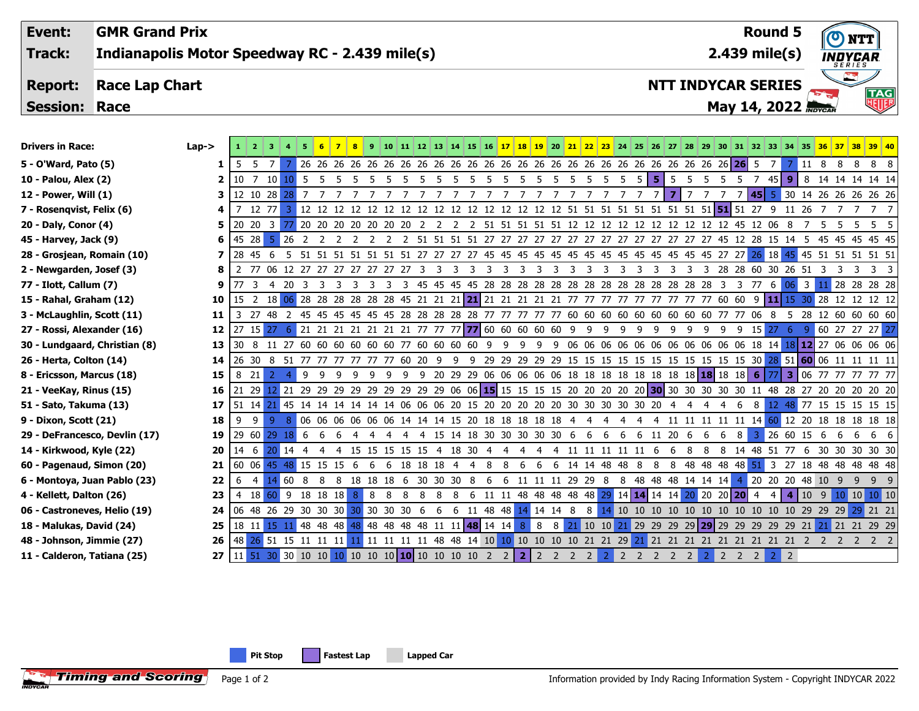| Event: | GMR Grand Prix | Round 5 |
|---|---|---|
| Track: | Indianapolis Motor Speedway RC - 2.439 mile(s) | 2.439 mile(s) |
| Report: | Race Lap Chart | NTT INDYCAR SERIES |
| Session: | Race | May 14, 2022 |

| Drivers in Race: | Lap-> | 1 | 2 | 3 | 4 | 5 | 6 | 7 | 8 | 9 | 10 | 11 | 12 | 13 | 14 | 15 | 16 | 17 | 18 | 19 | 20 | 21 | 22 | 23 | 24 | 25 | 26 | 27 | 28 | 29 | 30 | 31 | 32 | 33 | 34 | 35 | 36 | 37 | 38 | 39 | 40 |
|---|---|---|---|---|---|---|---|---|---|---|---|---|---|---|---|---|---|---|---|---|---|---|---|---|---|---|---|---|---|---|---|---|---|---|---|---|---|---|---|---|---|
| 5 - O'Ward, Pato (5) | 1 | 5 | 5 | 7 | 7 | 26 | 26 | 26 | 26 | 26 | 26 | 26 | 26 | 26 | 26 | 26 | 26 | 26 | 26 | 26 | 26 | 26 | 26 | 26 | 26 | 26 | 26 | 26 | 26 | 26 | 26 | 26 | 5 | 7 | 7 | 11 | 8 | 8 | 8 | 8 | 8 |
| 10 - Palou, Alex (2) | 2 | 10 | 7 | 10 | 10 | 5 | 5 | 5 | 5 | 5 | 5 | 5 | 5 | 5 | 5 | 5 | 5 | 5 | 5 | 5 | 5 | 5 | 5 | 5 | 5 | 5 | 5 | 5 | 5 | 5 | 5 | 5 | 7 | 45 | 9 | 8 | 14 | 14 | 14 | 14 | 14 |
| 12 - Power, Will (1) | 3 | 12 | 10 | 28 | 28 | 7 | 7 | 7 | 7 | 7 | 7 | 7 | 7 | 7 | 7 | 7 | 7 | 7 | 7 | 7 | 7 | 7 | 7 | 7 | 7 | 7 | 7 | 7 | 7 | 7 | 7 | 7 | 45 | 5 | 30 | 14 | 26 | 26 | 26 | 26 | 26 |
| 7 - Rosenqvist, Felix (6) | 4 | 7 | 12 | 77 | 3 | 12 | 12 | 12 | 12 | 12 | 12 | 12 | 12 | 12 | 12 | 12 | 12 | 12 | 12 | 12 | 12 | 12 | 51 | 51 | 51 | 51 | 51 | 51 | 51 | 51 | 51 | 51 | 51 | 27 | 9 | 11 | 26 | 7 | 7 | 7 | 7 | 7 |
| 20 - Daly, Conor (4) | 5 | 20 | 20 | 3 | 77 | 20 | 20 | 20 | 20 | 20 | 20 | 20 | 2 | 2 | 2 | 2 | 51 | 51 | 51 | 51 | 51 | 12 | 12 | 12 | 12 | 12 | 12 | 12 | 12 | 12 | 12 | 45 | 12 | 06 | 8 | 7 | 5 | 5 | 5 | 5 | 5 |
| 45 - Harvey, Jack (9) | 6 | 45 | 28 | 5 | 26 | 2 | 2 | 2 | 2 | 2 | 2 | 2 | 51 | 51 | 51 | 51 | 27 | 27 | 27 | 27 | 27 | 27 | 27 | 27 | 27 | 27 | 27 | 27 | 27 | 27 | 45 | 12 | 28 | 15 | 14 | 5 | 45 | 45 | 45 | 45 | 45 |
| 28 - Grosjean, Romain (10) | 7 | 28 | 45 | 6 | 5 | 51 | 51 | 51 | 51 | 51 | 51 | 51 | 27 | 27 | 27 | 27 | 45 | 45 | 45 | 45 | 45 | 45 | 45 | 45 | 45 | 45 | 45 | 45 | 45 | 45 | 27 | 27 | 26 | 18 | 45 | 45 | 51 | 51 | 51 | 51 | 51 |
| 2 - Newgarden, Josef (3) | 8 | 2 | 77 | 06 | 12 | 27 | 27 | 27 | 27 | 27 | 27 | 27 | 3 | 3 | 3 | 3 | 3 | 3 | 3 | 3 | 3 | 3 | 3 | 3 | 3 | 3 | 3 | 3 | 3 | 3 | 28 | 28 | 60 | 30 | 26 | 51 | 3 | 3 | 3 | 3 | 3 |
| 77 - Ilott, Callum (7) | 9 | 77 | 3 | 4 | 20 | 3 | 3 | 3 | 3 | 3 | 3 | 3 | 45 | 45 | 45 | 45 | 28 | 28 | 28 | 28 | 28 | 28 | 28 | 28 | 28 | 28 | 28 | 28 | 28 | 28 | 3 | 3 | 77 | 6 | 06 | 3 | 11 | 28 | 28 | 28 | 28 |
| 15 - Rahal, Graham (12) | 10 | 15 | 2 | 18 | 06 | 28 | 28 | 28 | 28 | 28 | 28 | 45 | 21 | 21 | 21 | 21 | 21 | 21 | 21 | 21 | 21 | 77 | 77 | 77 | 77 | 77 | 77 | 77 | 77 | 77 | 60 | 60 | 9 | 11 | 15 | 30 | 28 | 12 | 12 | 12 | 12 |
| 3 - McLaughlin, Scott (11) | 11 | 3 | 27 | 48 | 2 | 45 | 45 | 45 | 45 | 45 | 45 | 28 | 28 | 28 | 28 | 28 | 77 | 77 | 77 | 77 | 77 | 60 | 60 | 60 | 60 | 60 | 60 | 60 | 60 | 60 | 77 | 77 | 06 | 8 | 5 | 28 | 12 | 60 | 60 | 60 | 60 |
| 27 - Rossi, Alexander (16) | 12 | 27 | 15 | 27 | 6 | 21 | 21 | 21 | 21 | 21 | 21 | 21 | 77 | 77 | 77 | 77 | 60 | 60 | 60 | 60 | 60 | 9 | 9 | 9 | 9 | 9 | 9 | 9 | 9 | 9 | 9 | 15 | 27 | 6 | 9 | 60 | 27 | 27 | 27 | 27 |
| 30 - Lundgaard, Christian (8) | 13 | 30 | 8 | 11 | 27 | 60 | 60 | 60 | 60 | 60 | 77 | 60 | 60 | 60 | 60 | 9 | 9 | 9 | 9 | 9 | 06 | 06 | 06 | 06 | 06 | 06 | 06 | 06 | 06 | 06 | 06 | 18 | 14 | 18 | 12 | 27 | 06 | 06 | 06 | 06 |
| 26 - Herta, Colton (14) | 14 | 26 | 30 | 8 | 51 | 77 | 77 | 77 | 77 | 77 | 60 | 20 | 9 | 9 | 9 | 29 | 29 | 29 | 29 | 29 | 29 | 15 | 15 | 15 | 15 | 15 | 15 | 15 | 15 | 15 | 15 | 30 | 28 | 51 | 60 | 06 | 11 | 11 | 11 | 11 |
| 8 - Ericsson, Marcus (18) | 15 | 8 | 21 | 2 | 4 | 9 | 9 | 9 | 9 | 9 | 9 | 9 | 20 | 29 | 29 | 06 | 06 | 06 | 06 | 06 | 18 | 18 | 18 | 18 | 18 | 18 | 18 | 18 | 18 | 18 | 18 | 6 | 77 | 3 | 06 | 77 | 77 | 77 | 77 | 77 |
| 21 - VeeKay, Rinus (15) | 16 | 21 | 29 | 12 | 21 | 29 | 29 | 29 | 29 | 29 | 29 | 29 | 29 | 06 | 06 | 15 | 15 | 15 | 15 | 15 | 20 | 20 | 20 | 20 | 20 | 30 | 30 | 30 | 30 | 30 | 30 | 11 | 48 | 28 | 27 | 20 | 20 | 20 | 20 | 20 |
| 51 - Sato, Takuma (13) | 17 | 51 | 14 | 21 | 45 | 14 | 14 | 14 | 14 | 14 | 14 | 06 | 06 | 06 | 20 | 15 | 20 | 20 | 20 | 20 | 20 | 30 | 30 | 30 | 30 | 30 | 20 | 4 | 4 | 4 | 4 | 6 | 8 | 12 | 48 | 77 | 15 | 15 | 15 | 15 | 15 |
| 9 - Dixon, Scott (21) | 18 | 9 | 9 | 9 | 8 | 06 | 06 | 06 | 06 | 06 | 06 | 14 | 14 | 14 | 15 | 20 | 18 | 18 | 18 | 18 | 18 | 4 | 4 | 4 | 4 | 4 | 4 | 11 | 11 | 11 | 11 | 11 | 14 | 60 | 12 | 20 | 18 | 18 | 18 | 18 | 18 |
| 29 - DeFrancesco, Devlin (17) | 19 | 29 | 60 | 29 | 18 | 6 | 6 | 6 | 4 | 4 | 4 | 4 | 4 | 15 | 14 | 18 | 30 | 30 | 30 | 30 | 30 | 6 | 6 | 6 | 6 | 6 | 11 | 20 | 6 | 6 | 6 | 8 | 3 | 26 | 60 | 15 | 6 | 6 | 6 | 6 | 6 |
| 14 - Kirkwood, Kyle (22) | 20 | 14 | 6 | 20 | 14 | 4 | 4 | 4 | 15 | 15 | 15 | 15 | 15 | 4 | 18 | 30 | 4 | 4 | 4 | 4 | 4 | 11 | 11 | 11 | 11 | 11 | 6 | 6 | 8 | 8 | 8 | 14 | 48 | 51 | 77 | 6 | 30 | 30 | 30 | 30 | 30 |
| 60 - Pagenaud, Simon (20) | 21 | 60 | 06 | 45 | 48 | 15 | 15 | 15 | 6 | 6 | 6 | 18 | 18 | 18 | 4 | 4 | 8 | 8 | 6 | 6 | 6 | 14 | 14 | 48 | 48 | 8 | 8 | 8 | 48 | 48 | 48 | 48 | 51 | 3 | 27 | 18 | 48 | 48 | 48 | 48 | 48 |
| 6 - Montoya, Juan Pablo (23) | 22 | 6 | 4 | 14 | 60 | 8 | 8 | 8 | 18 | 18 | 18 | 6 | 30 | 30 | 30 | 8 | 6 | 6 | 11 | 11 | 11 | 29 | 29 | 8 | 8 | 48 | 48 | 48 | 14 | 14 | 14 | 4 | 20 | 20 | 20 | 48 | 10 | 9 | 9 | 9 | 9 |
| 4 - Kellett, Dalton (26) | 23 | 4 | 18 | 60 | 9 | 18 | 18 | 18 | 8 | 8 | 8 | 8 | 8 | 8 | 6 | 11 | 11 | 48 | 48 | 48 | 48 | 48 | 29 | 14 | 14 | 14 | 14 | 20 | 20 | 20 | 20 | 4 | 4 | 4 | 10 | 9 | 10 | 10 | 10 | 10 |
| 06 - Castroneves, Helio (19) | 24 | 06 | 48 | 26 | 29 | 30 | 30 | 30 | 30 | 30 | 30 | 30 | 6 | 6 | 6 | 11 | 48 | 48 | 14 | 14 | 14 | 8 | 8 | 14 | 10 | 10 | 10 | 10 | 10 | 10 | 10 | 10 | 10 | 10 | 29 | 29 | 29 | 29 | 21 | 21 |
| 18 - Malukas, David (24) | 25 | 18 | 11 | 15 | 11 | 48 | 48 | 48 | 48 | 48 | 48 | 48 | 48 | 11 | 11 | 48 | 14 | 14 | 8 | 8 | 8 | 21 | 10 | 10 | 21 | 29 | 29 | 29 | 29 | 29 | 29 | 29 | 29 | 29 | 29 | 21 | 21 | 21 | 21 | 29 | 29 |
| 48 - Johnson, Jimmie (27) | 26 | 48 | 26 | 51 | 15 | 11 | 11 | 11 | 11 | 11 | 11 | 11 | 11 | 48 | 48 | 14 | 10 | 10 | 10 | 10 | 10 | 10 | 21 | 21 | 29 | 21 | 21 | 21 | 21 | 21 | 21 | 21 | 21 | 21 | 21 | 2 | 2 | 2 | 2 | 2 | 2 |
| 11 - Calderon, Tatiana (25) | 27 | 11 | 51 | 30 | 30 | 10 | 10 | 10 | 10 | 10 | 10 | 10 | 10 | 10 | 10 | 10 | 2 | 2 | 2 | 2 | 2 | 2 | 2 | 2 | 2 | 2 | 2 | 2 | 2 | 2 | 2 | 2 | 2 | 2 | 2 | | | | | | |

Pit Stop | Fastest Lap | Lapped Car

Timing and Scoring

Information provided by Indy Racing Information System - Copyright INDYCAR 2022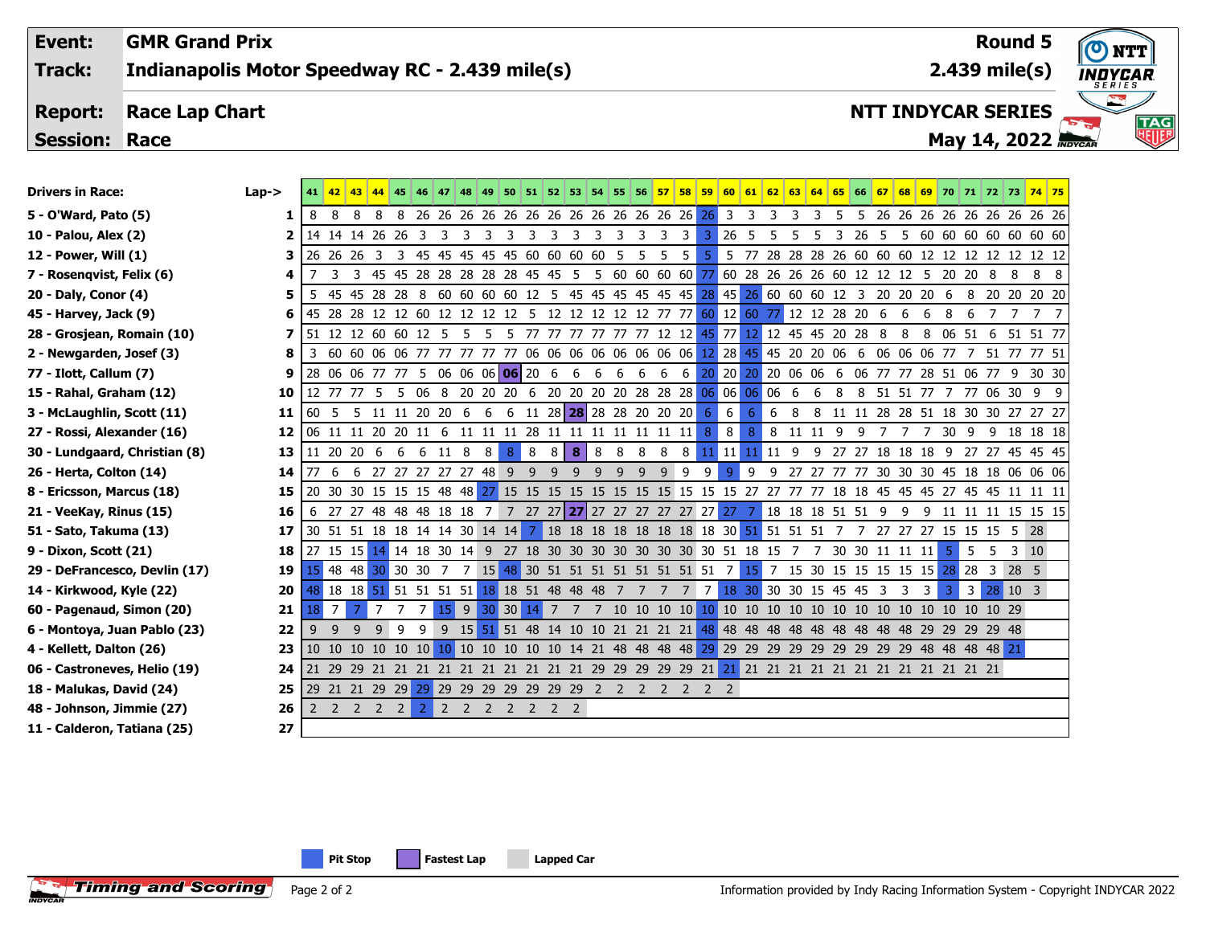| | |
|---|---|
| **Event:** | **GMR Grand Prix** |
| **Track:** | **Indianapolis Motor Speedway RC - 2.439 mile(s)** |
| **Report:** | **Race Lap Chart** |
| **Session:** | **Race** |

**Round 5**
**2.439 mile(s)**
**NTT INDYCAR SERIES**
**May 14, 2022**

| Drivers in Race: | Lap-> | 41 | 42 | 43 | 44 | 45 | 46 | 47 | 48 | 49 | 50 | 51 | 52 | 53 | 54 | 55 | 56 | 57 | 58 | 59 | 60 | 61 | 62 | 63 | 64 | 65 | 66 | 67 | 68 | 69 | 70 | 71 | 72 | 73 | 74 | 75 |
|---|---|---|---|---|---|---|---|---|---|---|---|---|---|---|---|---|---|---|---|---|---|---|---|---|---|---|---|---|---|---|---|---|---|---|---|---|
| 5 - O'Ward, Pato (5) | 1 | 8 | 8 | 8 | 8 | 8 | 26 | 26 | 26 | 26 | 26 | 26 | 26 | 26 | 26 | 26 | 26 | 26 | 26 | 26 | 3 | 3 | 3 | 3 | 3 | 5 | 5 | 26 | 26 | 26 | 26 | 26 | 26 | 26 | 26 | 26 |
| 10 - Palou, Alex (2) | 2 | 14 | 14 | 14 | 26 | 26 | 3 | 3 | 3 | 3 | 3 | 3 | 3 | 3 | 3 | 3 | 3 | 3 | 3 | 3 | 26 | 5 | 5 | 5 | 5 | 3 | 26 | 5 | 5 | 60 | 60 | 60 | 60 | 60 | 60 | 60 |
| 12 - Power, Will (1) | 3 | 26 | 26 | 26 | 3 | 3 | 45 | 45 | 45 | 45 | 45 | 60 | 60 | 60 | 60 | 5 | 5 | 5 | 5 | 5 | 5 | 77 | 28 | 28 | 28 | 26 | 60 | 60 | 60 | 12 | 12 | 12 | 12 | 12 | 12 | 12 |
| 7 - Rosenqvist, Felix (6) | 4 | 7 | 3 | 3 | 45 | 45 | 28 | 28 | 28 | 28 | 28 | 45 | 45 | 5 | 5 | 60 | 60 | 60 | 60 | 77 | 60 | 28 | 26 | 26 | 26 | 60 | 12 | 12 | 12 | 5 | 20 | 20 | 8 | 8 | 8 | 8 |
| 20 - Daly, Conor (4) | 5 | 5 | 45 | 45 | 28 | 28 | 8 | 60 | 60 | 60 | 60 | 12 | 5 | 45 | 45 | 45 | 45 | 45 | 45 | 28 | 45 | 26 | 60 | 60 | 60 | 12 | 3 | 20 | 20 | 20 | 6 | 8 | 20 | 20 | 20 | 20 |
| 45 - Harvey, Jack (9) | 6 | 45 | 28 | 28 | 12 | 12 | 60 | 12 | 12 | 12 | 12 | 5 | 12 | 12 | 12 | 12 | 12 | 77 | 77 | 60 | 12 | 60 | 77 | 12 | 12 | 28 | 20 | 6 | 6 | 6 | 8 | 6 | 7 | 7 | 7 | 7 |
| 28 - Grosjean, Romain (10) | 7 | 51 | 12 | 12 | 60 | 60 | 12 | 5 | 5 | 5 | 5 | 77 | 77 | 77 | 77 | 77 | 77 | 12 | 12 | 45 | 77 | 12 | 12 | 45 | 45 | 20 | 28 | 8 | 8 | 8 | 06 | 51 | 6 | 51 | 51 | 77 |
| 2 - Newgarden, Josef (3) | 8 | 3 | 60 | 60 | 06 | 06 | 77 | 77 | 77 | 77 | 77 | 06 | 06 | 06 | 06 | 06 | 06 | 06 | 06 | 12 | 28 | 45 | 45 | 20 | 20 | 06 | 6 | 06 | 06 | 06 | 77 | 7 | 51 | 77 | 77 | 51 |
| 77 - Ilott, Callum (7) | 9 | 28 | 06 | 06 | 77 | 77 | 5 | 06 | 06 | 06 | 06 | 20 | 6 | 6 | 6 | 6 | 6 | 6 | 6 | 20 | 20 | 20 | 20 | 06 | 06 | 6 | 06 | 77 | 77 | 28 | 51 | 06 | 77 | 9 | 30 | 30 |
| 15 - Rahal, Graham (12) | 10 | 12 | 77 | 77 | 5 | 5 | 06 | 8 | 20 | 20 | 20 | 6 | 20 | 20 | 20 | 20 | 28 | 28 | 28 | 06 | 06 | 06 | 06 | 6 | 6 | 8 | 8 | 51 | 51 | 77 | 7 | 77 | 06 | 30 | 9 | 9 |
| 3 - McLaughlin, Scott (11) | 11 | 60 | 5 | 5 | 11 | 11 | 20 | 20 | 6 | 6 | 6 | 11 | 28 | 28 | 28 | 28 | 20 | 20 | 20 | 6 | 6 | 6 | 6 | 8 | 8 | 11 | 11 | 28 | 28 | 51 | 18 | 30 | 30 | 27 | 27 | 27 |
| 27 - Rossi, Alexander (16) | 12 | 06 | 11 | 11 | 20 | 20 | 11 | 6 | 11 | 11 | 11 | 28 | 11 | 11 | 11 | 11 | 11 | 11 | 11 | 8 | 8 | 8 | 8 | 11 | 11 | 9 | 9 | 7 | 7 | 7 | 30 | 9 | 9 | 18 | 18 | 18 |
| 30 - Lundgaard, Christian (8) | 13 | 11 | 20 | 20 | 6 | 6 | 6 | 11 | 8 | 8 | 8 | 8 | 8 | 8 | 8 | 8 | 8 | 8 | 8 | 11 | 11 | 11 | 11 | 9 | 9 | 27 | 27 | 18 | 18 | 18 | 9 | 27 | 27 | 45 | 45 | 45 |
| 26 - Herta, Colton (14) | 14 | 77 | 6 | 6 | 27 | 27 | 27 | 27 | 27 | 48 | 9 | 9 | 9 | 9 | 9 | 9 | 9 | 9 | 9 | 9 | 9 | 9 | 9 | 27 | 27 | 77 | 77 | 30 | 30 | 30 | 45 | 18 | 18 | 06 | 06 | 06 |
| 8 - Ericsson, Marcus (18) | 15 | 20 | 30 | 30 | 15 | 15 | 15 | 48 | 48 | 27 | 15 | 15 | 15 | 15 | 15 | 15 | 15 | 15 | 15 | 15 | 15 | 15 | 27 | 27 | 77 | 77 | 18 | 18 | 45 | 45 | 45 | 27 | 45 | 45 | 11 | 11 | 11 |
| 21 - VeeKay, Rinus (15) | 16 | 6 | 27 | 27 | 48 | 48 | 48 | 18 | 18 | 7 | 7 | 27 | 27 | 27 | 27 | 27 | 27 | 27 | 27 | 27 | 27 | 7 | 18 | 18 | 18 | 51 | 51 | 9 | 9 | 9 | 11 | 11 | 11 | 15 | 15 | 15 |
| 51 - Sato, Takuma (13) | 17 | 30 | 51 | 51 | 18 | 18 | 14 | 14 | 30 | 14 | 14 | 7 | 18 | 18 | 18 | 18 | 18 | 18 | 18 | 18 | 30 | 51 | 51 | 51 | 51 | 7 | 7 | 27 | 27 | 27 | 15 | 15 | 15 | 5 | 28 | |
| 9 - Dixon, Scott (21) | 18 | 27 | 15 | 15 | 14 | 14 | 18 | 30 | 14 | 9 | 27 | 18 | 30 | 30 | 30 | 30 | 30 | 30 | 30 | 30 | 51 | 18 | 15 | 7 | 7 | 30 | 30 | 11 | 11 | 11 | 5 | 5 | 5 | 3 | 10 | |
| 29 - DeFrancesco, Devlin (17) | 19 | 15 | 48 | 48 | 30 | 30 | 30 | 7 | 7 | 15 | 48 | 30 | 51 | 51 | 51 | 51 | 51 | 51 | 51 | 51 | 7 | 15 | 7 | 15 | 30 | 15 | 15 | 15 | 15 | 15 | 28 | 28 | 3 | 28 | 5 | |
| 14 - Kirkwood, Kyle (22) | 20 | 48 | 18 | 18 | 51 | 51 | 51 | 51 | 51 | 18 | 18 | 51 | 48 | 48 | 48 | 7 | 7 | 7 | 7 | 7 | 18 | 30 | 30 | 30 | 15 | 45 | 45 | 3 | 3 | 3 | 3 | 3 | 28 | 10 | 3 | |
| 60 - Pagenaud, Simon (20) | 21 | 18 | 7 | 7 | 7 | 7 | 7 | 15 | 9 | 30 | 30 | 14 | 7 | 7 | 7 | 10 | 10 | 10 | 10 | 10 | 10 | 10 | 10 | 10 | 10 | 10 | 10 | 10 | 10 | 10 | 10 | 10 | 10 | 29 | | |
| 6 - Montoya, Juan Pablo (23) | 22 | 9 | 9 | 9 | 9 | 9 | 9 | 9 | 15 | 51 | 51 | 48 | 14 | 10 | 10 | 21 | 21 | 21 | 21 | 48 | 48 | 48 | 48 | 48 | 48 | 48 | 48 | 48 | 48 | 29 | 29 | 29 | 29 | 48 | | |
| 4 - Kellett, Dalton (26) | 23 | 10 | 10 | 10 | 10 | 10 | 10 | 10 | 10 | 10 | 10 | 10 | 10 | 14 | 21 | 48 | 48 | 48 | 48 | 29 | 29 | 29 | 29 | 29 | 29 | 29 | 29 | 29 | 29 | 48 | 48 | 48 | 48 | 21 | | |
| 06 - Castroneves, Helio (19) | 24 | 21 | 29 | 29 | 21 | 21 | 21 | 21 | 21 | 21 | 21 | 21 | 21 | 21 | 29 | 29 | 29 | 29 | 29 | 21 | 21 | 21 | 21 | 21 | 21 | 21 | 21 | 21 | 21 | 21 | 21 | 21 | 21 | | | |
| 18 - Malukas, David (24) | 25 | 29 | 21 | 21 | 29 | 29 | 29 | 29 | 29 | 29 | 29 | 29 | 29 | 29 | 2 | 2 | 2 | 2 | 2 | 2 | 2 | | | | | | | | | | | | | | | |
| 48 - Johnson, Jimmie (27) | 26 | 2 | 2 | 2 | 2 | 2 | 2 | 2 | 2 | 2 | 2 | 2 | 2 | 2 | | | | | | | | | | | | | | | | | | | | | | |
| 11 - Calderon, Tatiana (25) | 27 | | | | | | | | | | | | | | | | | | | | | | | | | | | | | | | | | | | |

Pit Stop | Fastest Lap | Lapped Car

Timing and Scoring

Information provided by Indy Racing Information System - Copyright INDYCAR 2022